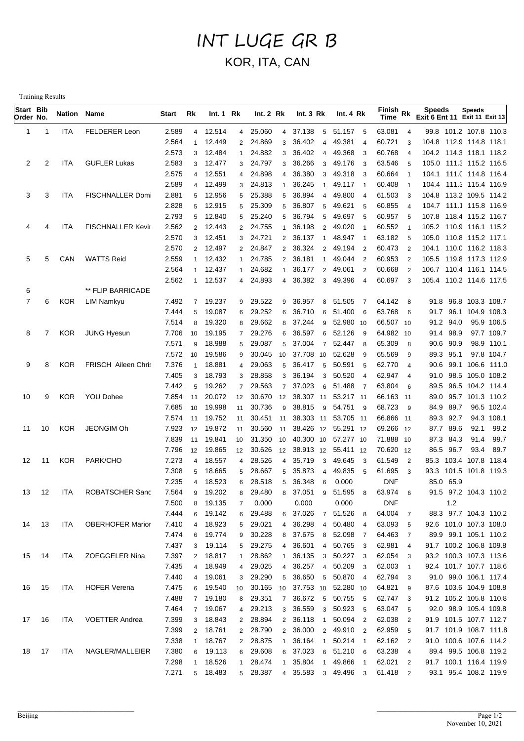# INT LUGE GR B

## KOR, ITA, CAN

Training Results

| Start Order | Bib No. | Nation | Name | Start | Rk | Int. 1 | Rk | Int. 2 | Rk | Int. 3 | Rk | Int. 4 | Rk | Finish Time | Rk | Speeds Exit 6 | Speeds Ent 11 | Speeds Exit 11 | Speeds Exit 13 |
|---|---|---|---|---|---|---|---|---|---|---|---|---|---|---|---|---|---|---|---|
| 1 | 1 | ITA | FELDERER Leon | 2.589 | 4 | 12.514 | 4 | 25.060 | 4 | 37.138 | 5 | 51.157 | 5 | 63.081 | 4 | 99.8 | 101.2 | 107.8 | 110.3 |
| | | | | 2.564 | 1 | 12.449 | 2 | 24.869 | 3 | 36.402 | 4 | 49.381 | 4 | 60.721 | 3 | 104.8 | 112.9 | 114.8 | 118.1 |
| | | | | 2.573 | 3 | 12.484 | 1 | 24.882 | 3 | 36.402 | 4 | 49.368 | 3 | 60.768 | 4 | 104.2 | 114.3 | 118.1 | 118.2 |
| 2 | 2 | ITA | GUFLER Lukas | 2.583 | 3 | 12.477 | 3 | 24.797 | 3 | 36.266 | 3 | 49.176 | 3 | 63.546 | 5 | 105.0 | 111.3 | 115.2 | 116.5 |
| | | | | 2.575 | 4 | 12.551 | 4 | 24.898 | 4 | 36.380 | 3 | 49.318 | 3 | 60.664 | 1 | 104.1 | 111.0 | 114.8 | 116.4 |
| | | | | 2.589 | 4 | 12.499 | 3 | 24.813 | 1 | 36.245 | 1 | 49.117 | 1 | 60.408 | 1 | 104.4 | 111.3 | 115.4 | 116.9 |
| 3 | 3 | ITA | FISCHNALLER Domi | 2.881 | 5 | 12.956 | 5 | 25.388 | 5 | 36.894 | 4 | 49.800 | 4 | 61.503 | 3 | 104.8 | 113.2 | 109.5 | 114.2 |
| | | | | 2.828 | 5 | 12.915 | 5 | 25.309 | 5 | 36.807 | 5 | 49.621 | 5 | 60.855 | 4 | 104.7 | 111.1 | 115.8 | 116.9 |
| | | | | 2.793 | 5 | 12.840 | 5 | 25.240 | 5 | 36.794 | 5 | 49.697 | 5 | 60.957 | 5 | 107.8 | 118.4 | 115.2 | 116.7 |
| 4 | 4 | ITA | FISCHNALLER Kevir | 2.562 | 2 | 12.443 | 2 | 24.755 | 1 | 36.198 | 2 | 49.020 | 1 | 60.552 | 1 | 105.2 | 110.9 | 116.1 | 115.2 |
| | | | | 2.570 | 3 | 12.451 | 3 | 24.721 | 2 | 36.137 | 1 | 48.947 | 1 | 63.182 | 5 | 105.0 | 110.8 | 115.2 | 117.1 |
| | | | | 2.570 | 2 | 12.497 | 2 | 24.847 | 2 | 36.324 | 2 | 49.194 | 2 | 60.473 | 2 | 104.1 | 110.0 | 116.2 | 118.3 |
| 5 | 5 | CAN | WATTS Reid | 2.559 | 1 | 12.432 | 1 | 24.785 | 2 | 36.181 | 1 | 49.044 | 2 | 60.953 | 2 | 105.5 | 119.8 | 117.3 | 112.9 |
| | | | | 2.564 | 1 | 12.437 | 1 | 24.682 | 1 | 36.177 | 2 | 49.061 | 2 | 60.668 | 2 | 106.7 | 110.4 | 116.1 | 114.5 |
| | | | | 2.562 | 1 | 12.537 | 4 | 24.893 | 4 | 36.382 | 3 | 49.396 | 4 | 60.697 | 3 | 105.4 | 110.2 | 114.6 | 117.5 |
| 6 | | | ** FLIP BARRICADE | | | | | | | | | | | | | | | | |
| 7 | 6 | KOR | LIM Namkyu | 7.492 | 7 | 19.237 | 9 | 29.522 | 9 | 36.957 | 8 | 51.505 | 7 | 64.142 | 8 | 91.8 | 96.8 | 103.3 | 108.7 |
| | | | | 7.444 | 5 | 19.087 | 6 | 29.252 | 6 | 36.710 | 6 | 51.400 | 6 | 63.768 | 6 | 91.7 | 96.1 | 104.9 | 108.3 |
| | | | | 7.514 | 8 | 19.320 | 8 | 29.662 | 8 | 37.244 | 9 | 52.980 | 10 | 66.507 | 10 | 91.2 | 94.0 | 95.9 | 106.5 |
| 8 | 7 | KOR | JUNG Hyesun | 7.706 | 10 | 19.195 | 7 | 29.276 | 6 | 36.597 | 6 | 52.126 | 9 | 64.982 | 10 | 91.4 | 98.9 | 97.7 | 109.7 |
| | | | | 7.571 | 9 | 18.988 | 5 | 29.087 | 5 | 37.004 | 7 | 52.447 | 8 | 65.309 | 8 | 90.6 | 90.9 | 98.9 | 110.1 |
| | | | | 7.572 | 10 | 19.586 | 9 | 30.045 | 10 | 37.708 | 10 | 52.628 | 9 | 65.569 | 9 | 89.3 | 95.1 | 97.8 | 104.7 |
| 9 | 8 | KOR | FRISCH Aileen Chris | 7.376 | 1 | 18.881 | 4 | 29.063 | 5 | 36.417 | 5 | 50.591 | 5 | 62.770 | 4 | 90.6 | 99.1 | 106.6 | 111.0 |
| | | | | 7.405 | 3 | 18.793 | 3 | 28.858 | 3 | 36.194 | 3 | 50.520 | 4 | 62.947 | 4 | 91.0 | 98.5 | 105.0 | 108.2 |
| | | | | 7.442 | 5 | 19.262 | 7 | 29.563 | 7 | 37.023 | 6 | 51.488 | 7 | 63.804 | 6 | 89.5 | 96.5 | 104.2 | 114.4 |
| 10 | 9 | KOR | YOU Dohee | 7.854 | 11 | 20.072 | 12 | 30.670 | 12 | 38.307 | 11 | 53.217 | 11 | 66.163 | 11 | 89.0 | 95.7 | 101.3 | 110.2 |
| | | | | 7.685 | 10 | 19.998 | 11 | 30.736 | 9 | 38.815 | 9 | 54.751 | 9 | 68.723 | 9 | 84.9 | 89.7 | 96.5 | 102.4 |
| | | | | 7.574 | 11 | 19.752 | 11 | 30.451 | 11 | 38.303 | 11 | 53.705 | 11 | 66.866 | 11 | 89.3 | 92.7 | 94.3 | 108.1 |
| 11 | 10 | KOR | JEONGIM Oh | 7.923 | 12 | 19.872 | 11 | 30.560 | 11 | 38.426 | 12 | 55.291 | 12 | 69.266 | 12 | 87.7 | 89.6 | 92.1 | 99.2 |
| | | | | 7.839 | 11 | 19.841 | 10 | 31.350 | 10 | 40.300 | 10 | 57.277 | 10 | 71.888 | 10 | 87.3 | 84.3 | 91.4 | 99.7 |
| | | | | 7.796 | 12 | 19.865 | 12 | 30.626 | 12 | 38.913 | 12 | 55.411 | 12 | 70.620 | 12 | 86.5 | 96.7 | 93.4 | 89.7 |
| 12 | 11 | KOR | PARK/CHO | 7.273 | 4 | 18.557 | 4 | 28.526 | 4 | 35.719 | 3 | 49.645 | 3 | 61.549 | 2 | 85.3 | 103.4 | 107.8 | 118.4 |
| | | | | 7.308 | 5 | 18.665 | 5 | 28.667 | 5 | 35.873 | 4 | 49.835 | 5 | 61.695 | 3 | 93.3 | 101.5 | 101.8 | 119.3 |
| | | | | 7.235 | 4 | 18.523 | 6 | 28.518 | 5 | 36.348 | 6 | 0.000 | | DNF | | 85.0 | 65.9 | | |
| 13 | 12 | ITA | ROBATSCHER Sanc | 7.564 | 9 | 19.202 | 8 | 29.480 | 8 | 37.051 | 9 | 51.595 | 8 | 63.974 | 6 | 91.5 | 97.2 | 104.3 | 110.2 |
| | | | | 7.500 | 8 | 19.135 | 7 | 0.000 | | 0.000 | | 0.000 | | DNF | | | 1.2 | | |
| | | | | 7.444 | 6 | 19.142 | 6 | 29.488 | 6 | 37.026 | 7 | 51.526 | 8 | 64.004 | 7 | 88.3 | 97.7 | 104.3 | 110.2 |
| 14 | 13 | ITA | OBERHOFER Marior | 7.410 | 4 | 18.923 | 5 | 29.021 | 4 | 36.298 | 4 | 50.480 | 4 | 63.093 | 5 | 92.6 | 101.0 | 107.3 | 108.0 |
| | | | | 7.474 | 6 | 19.774 | 9 | 30.228 | 8 | 37.675 | 8 | 52.098 | 7 | 64.463 | 7 | 89.9 | 99.1 | 105.1 | 110.2 |
| | | | | 7.437 | 3 | 19.114 | 5 | 29.275 | 4 | 36.601 | 4 | 50.765 | 3 | 62.981 | 4 | 91.7 | 100.2 | 106.8 | 109.8 |
| 15 | 14 | ITA | ZOEGGELER Nina | 7.397 | 2 | 18.817 | 1 | 28.862 | 1 | 36.135 | 3 | 50.227 | 3 | 62.054 | 3 | 93.2 | 100.3 | 107.3 | 113.6 |
| | | | | 7.435 | 4 | 18.949 | 4 | 29.025 | 4 | 36.257 | 4 | 50.209 | 3 | 62.003 | 1 | 92.4 | 101.7 | 107.7 | 118.6 |
| | | | | 7.440 | 4 | 19.061 | 3 | 29.290 | 5 | 36.650 | 5 | 50.870 | 4 | 62.794 | 3 | 91.0 | 99.0 | 106.1 | 117.4 |
| 16 | 15 | ITA | HOFER Verena | 7.475 | 6 | 19.540 | 10 | 30.165 | 10 | 37.753 | 10 | 52.280 | 10 | 64.821 | 9 | 87.6 | 103.6 | 104.9 | 108.8 |
| | | | | 7.488 | 7 | 19.180 | 8 | 29.351 | 7 | 36.672 | 5 | 50.755 | 5 | 62.747 | 3 | 91.2 | 105.2 | 105.8 | 110.8 |
| | | | | 7.464 | 7 | 19.067 | 4 | 29.213 | 3 | 36.559 | 3 | 50.923 | 5 | 63.047 | 5 | 92.0 | 98.9 | 105.4 | 109.8 |
| 17 | 16 | ITA | VOETTER Andrea | 7.399 | 3 | 18.843 | 2 | 28.894 | 2 | 36.118 | 1 | 50.094 | 2 | 62.038 | 2 | 91.9 | 101.5 | 107.7 | 112.7 |
| | | | | 7.399 | 2 | 18.761 | 2 | 28.790 | 2 | 36.000 | 2 | 49.910 | 2 | 62.959 | 5 | 91.7 | 101.9 | 108.7 | 111.8 |
| | | | | 7.338 | 1 | 18.767 | 2 | 28.875 | 1 | 36.164 | 1 | 50.214 | 1 | 62.162 | 2 | 91.0 | 100.6 | 107.6 | 114.2 |
| 18 | 17 | ITA | NAGLER/MALLEIER | 7.380 | 6 | 19.113 | 6 | 29.608 | 6 | 37.023 | 6 | 51.210 | 6 | 63.238 | 4 | 89.4 | 99.5 | 106.8 | 119.2 |
| | | | | 7.298 | 1 | 18.526 | 1 | 28.474 | 1 | 35.804 | 1 | 49.866 | 1 | 62.021 | 2 | 91.7 | 100.1 | 116.4 | 119.9 |
| | | | | 7.271 | 5 | 18.483 | 5 | 28.387 | 4 | 35.583 | 3 | 49.496 | 3 | 61.418 | 2 | 93.1 | 95.4 | 108.2 | 119.9 |

Beijing

November 10, 2021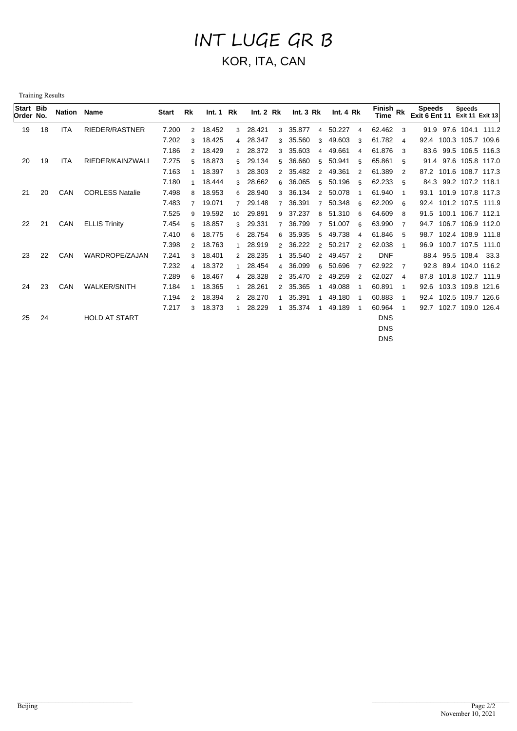# INT LUGE GR B

KOR, ITA, CAN

Training Results

| Start Order | Bib No. | Nation | Name | Start | Rk | Int. 1 | Rk | Int. 2 | Rk | Int. 3 | Rk | Int. 4 | Rk | Finish Time | Rk | Speeds Exit 6 | Ent 11 | Speeds Exit 11 | Exit 13 |
|---|---|---|---|---|---|---|---|---|---|---|---|---|---|---|---|---|---|---|---|
| 19 | 18 | ITA | RIEDER/RASTNER | 7.200 | 2 | 18.452 | 3 | 28.421 | 3 | 35.877 | 4 | 50.227 | 4 | 62.462 | 3 | 91.9 | 97.6 | 104.1 | 111.2 |
| | | | | 7.202 | 3 | 18.425 | 4 | 28.347 | 3 | 35.560 | 3 | 49.603 | 3 | 61.782 | 4 | 92.4 | 100.3 | 105.7 | 109.6 |
| | | | | 7.186 | 2 | 18.429 | 2 | 28.372 | 3 | 35.603 | 4 | 49.661 | 4 | 61.876 | 3 | 83.6 | 99.5 | 106.5 | 116.3 |
| 20 | 19 | ITA | RIEDER/KAINZWALI | 7.275 | 5 | 18.873 | 5 | 29.134 | 5 | 36.660 | 5 | 50.941 | 5 | 65.861 | 5 | 91.4 | 97.6 | 105.8 | 117.0 |
| | | | | 7.163 | 1 | 18.397 | 3 | 28.303 | 2 | 35.482 | 2 | 49.361 | 2 | 61.389 | 2 | 87.2 | 101.6 | 108.7 | 117.3 |
| | | | | 7.180 | 1 | 18.444 | 3 | 28.662 | 6 | 36.065 | 5 | 50.196 | 5 | 62.233 | 5 | 84.3 | 99.2 | 107.2 | 118.1 |
| 21 | 20 | CAN | CORLESS Natalie | 7.498 | 8 | 18.953 | 6 | 28.940 | 3 | 36.134 | 2 | 50.078 | 1 | 61.940 | 1 | 93.1 | 101.9 | 107.8 | 117.3 |
| | | | | 7.483 | 7 | 19.071 | 7 | 29.148 | 7 | 36.391 | 7 | 50.348 | 6 | 62.209 | 6 | 92.4 | 101.2 | 107.5 | 111.9 |
| | | | | 7.525 | 9 | 19.592 | 10 | 29.891 | 9 | 37.237 | 8 | 51.310 | 6 | 64.609 | 8 | 91.5 | 100.1 | 106.7 | 112.1 |
| 22 | 21 | CAN | ELLIS Trinity | 7.454 | 5 | 18.857 | 3 | 29.331 | 7 | 36.799 | 7 | 51.007 | 6 | 63.990 | 7 | 94.7 | 106.7 | 106.9 | 112.0 |
| | | | | 7.410 | 6 | 18.775 | 6 | 28.754 | 6 | 35.935 | 5 | 49.738 | 4 | 61.846 | 5 | 98.7 | 102.4 | 108.9 | 111.8 |
| | | | | 7.398 | 2 | 18.763 | 1 | 28.919 | 2 | 36.222 | 2 | 50.217 | 2 | 62.038 | 1 | 96.9 | 100.7 | 107.5 | 111.0 |
| 23 | 22 | CAN | WARDROPE/ZAJAN | 7.241 | 3 | 18.401 | 2 | 28.235 | 1 | 35.540 | 2 | 49.457 | 2 | DNF | | 88.4 | 95.5 | 108.4 | 33.3 |
| | | | | 7.232 | 4 | 18.372 | 1 | 28.454 | 4 | 36.099 | 6 | 50.696 | 7 | 62.922 | 7 | 92.8 | 89.4 | 104.0 | 116.2 |
| | | | | 7.289 | 6 | 18.467 | 4 | 28.328 | 2 | 35.470 | 2 | 49.259 | 2 | 62.027 | 4 | 87.8 | 101.8 | 102.7 | 111.9 |
| 24 | 23 | CAN | WALKER/SNITH | 7.184 | 1 | 18.365 | 1 | 28.261 | 2 | 35.365 | 1 | 49.088 | 1 | 60.891 | 1 | 92.6 | 103.3 | 109.8 | 121.6 |
| | | | | 7.194 | 2 | 18.394 | 2 | 28.270 | 1 | 35.391 | 1 | 49.180 | 1 | 60.883 | 1 | 92.4 | 102.5 | 109.7 | 126.6 |
| | | | | 7.217 | 3 | 18.373 | 1 | 28.229 | 1 | 35.374 | 1 | 49.189 | 1 | 60.964 | 1 | 92.7 | 102.7 | 109.0 | 126.4 |
| 25 | 24 | | HOLD AT START | | | | | | | | | | | DNS | | | | | |
| | | | | | | | | | | | | | | DNS | | | | | |
| | | | | | | | | | | | | | | DNS | | | | | |

Beijing

November 10, 2021